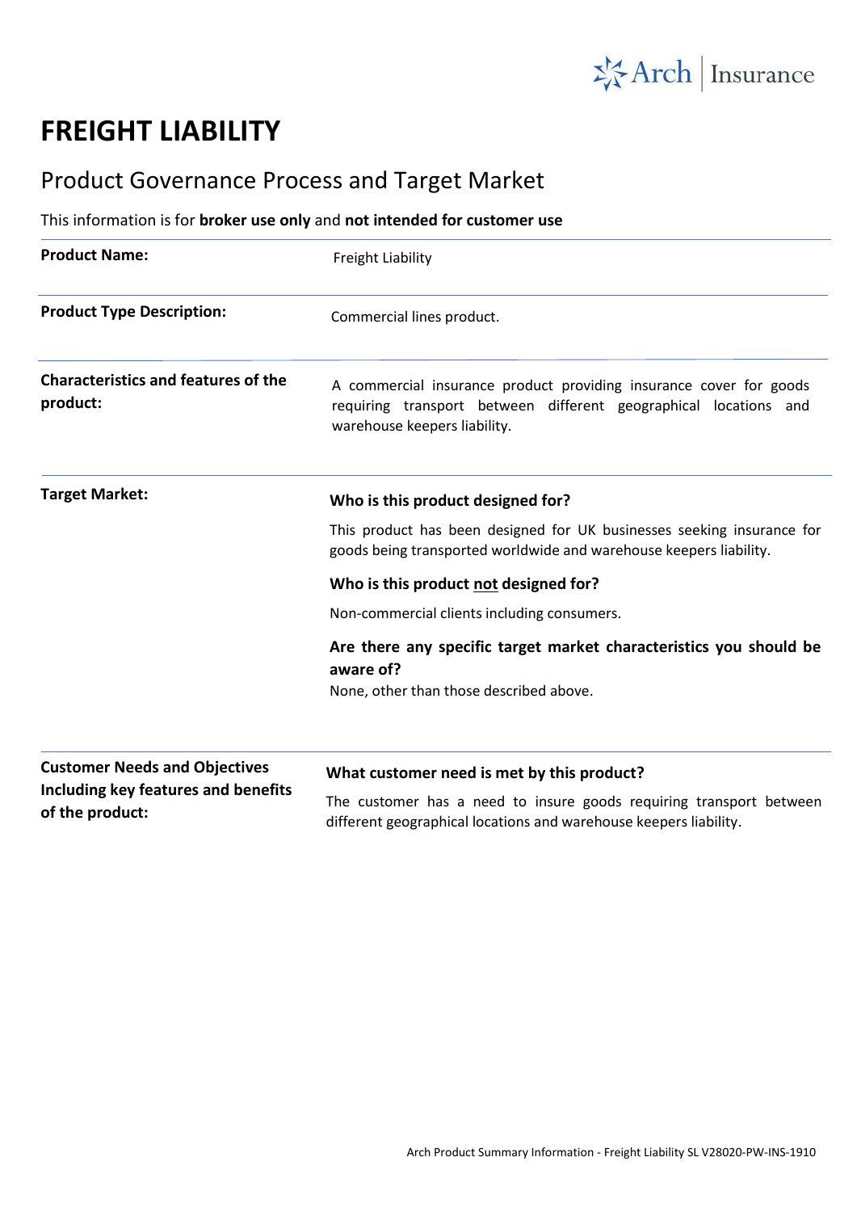# FREIGHT LIABILITY

## Product Governance Process and Target Market

This information is for **broker use only** and **not intended for customer use**

| | |
|---|---|
| **Product Name:** | Freight Liability |
| **Product Type Description:** | Commercial lines product. |
| **Characteristics and features of the product:** | A commercial insurance product providing insurance cover for goods requiring transport between different geographical locations and warehouse keepers liability. |
| **Target Market:** | **Who is this product designed for?**<br>This product has been designed for UK businesses seeking insurance for goods being transported worldwide and warehouse keepers liability.<br>**Who is this product not designed for?**<br>Non-commercial clients including consumers.<br>**Are there any specific target market characteristics you should be aware of?**<br>None, other than those described above. |
| **Customer Needs and Objectives Including key features and benefits of the product:** | **What customer need is met by this product?**<br>The customer has a need to insure goods requiring transport between different geographical locations and warehouse keepers liability. |

Arch Product Summary Information - Freight Liability SL V28020-PW-INS-1910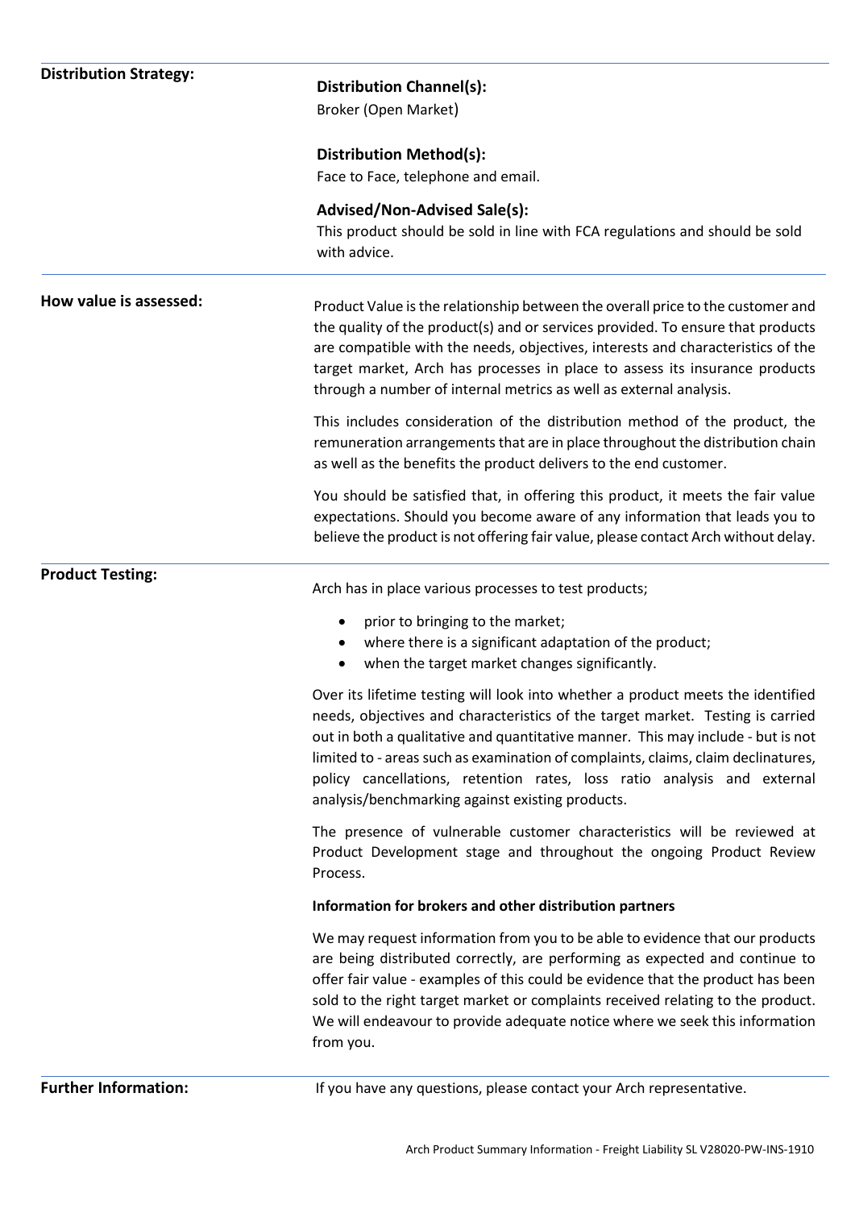**Distribution Strategy:**

**Distribution Channel(s):**
Broker (Open Market)

**Distribution Method(s):**
Face to Face, telephone and email.

**Advised/Non-Advised Sale(s):**
This product should be sold in line with FCA regulations and should be sold with advice.

**How value is assessed:**

Product Value is the relationship between the overall price to the customer and the quality of the product(s) and or services provided. To ensure that products are compatible with the needs, objectives, interests and characteristics of the target market, Arch has processes in place to assess its insurance products through a number of internal metrics as well as external analysis.

This includes consideration of the distribution method of the product, the remuneration arrangements that are in place throughout the distribution chain as well as the benefits the product delivers to the end customer.

You should be satisfied that, in offering this product, it meets the fair value expectations. Should you become aware of any information that leads you to believe the product is not offering fair value, please contact Arch without delay.

**Product Testing:**

Arch has in place various processes to test products;

- prior to bringing to the market;
- where there is a significant adaptation of the product;
- when the target market changes significantly.

Over its lifetime testing will look into whether a product meets the identified needs, objectives and characteristics of the target market. Testing is carried out in both a qualitative and quantitative manner. This may include - but is not limited to - areas such as examination of complaints, claims, claim declinatures, policy cancellations, retention rates, loss ratio analysis and external analysis/benchmarking against existing products.

The presence of vulnerable customer characteristics will be reviewed at Product Development stage and throughout the ongoing Product Review Process.

**Information for brokers and other distribution partners**

We may request information from you to be able to evidence that our products are being distributed correctly, are performing as expected and continue to offer fair value - examples of this could be evidence that the product has been sold to the right target market or complaints received relating to the product. We will endeavour to provide adequate notice where we seek this information from you.

**Further Information:**

If you have any questions, please contact your Arch representative.

Arch Product Summary Information - Freight Liability SL V28020-PW-INS-1910